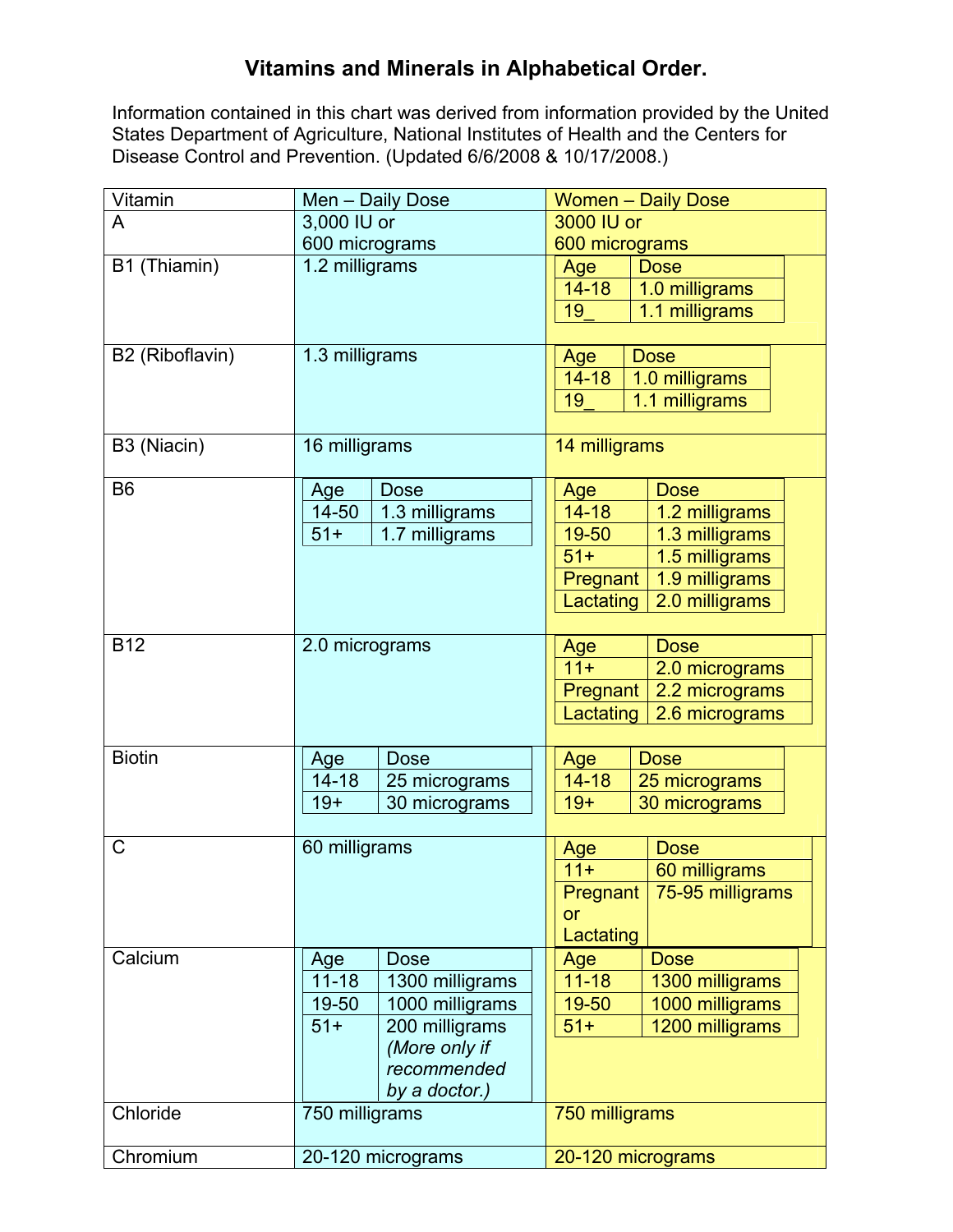# Vitamins and Minerals in Alphabetical Order.

Information contained in this chart was derived from information provided by the United States Department of Agriculture, National Institutes of Health and the Centers for Disease Control and Prevention. (Updated 6/6/2008 & 10/17/2008.)

| Vitamin | Men – Daily Dose | Women – Daily Dose |
|---|---|---|
| A | 3,000 IU or 600 micrograms | 3000 IU or 600 micrograms |
| B1 (Thiamin) | 1.2 milligrams | Age / Dose: 14-18: 1.0 milligrams; 19_: 1.1 milligrams |
| B2 (Riboflavin) | 1.3 milligrams | Age / Dose: 14-18: 1.0 milligrams; 19_: 1.1 milligrams |
| B3 (Niacin) | 16 milligrams | 14 milligrams |
| B6 | Age / Dose: 14-50: 1.3 milligrams; 51+: 1.7 milligrams | Age / Dose: 14-18: 1.2 milligrams; 19-50: 1.3 milligrams; 51+: 1.5 milligrams; Pregnant: 1.9 milligrams; Lactating: 2.0 milligrams |
| B12 | 2.0 micrograms | Age / Dose: 11+: 2.0 micrograms; Pregnant: 2.2 micrograms; Lactating: 2.6 micrograms |
| Biotin | Age / Dose: 14-18: 25 micrograms; 19+: 30 micrograms | Age / Dose: 14-18: 25 micrograms; 19+: 30 micrograms |
| C | 60 milligrams | Age / Dose: 11+: 60 milligrams; Pregnant or Lactating: 75-95 milligrams |
| Calcium | Age / Dose: 11-18: 1300 milligrams; 19-50: 1000 milligrams; 51+: 200 milligrams *(More only if recommended by a doctor.)* | Age / Dose: 11-18: 1300 milligrams; 19-50: 1000 milligrams; 51+: 1200 milligrams |
| Chloride | 750 milligrams | 750 milligrams |
| Chromium | 20-120 micrograms | 20-120 micrograms |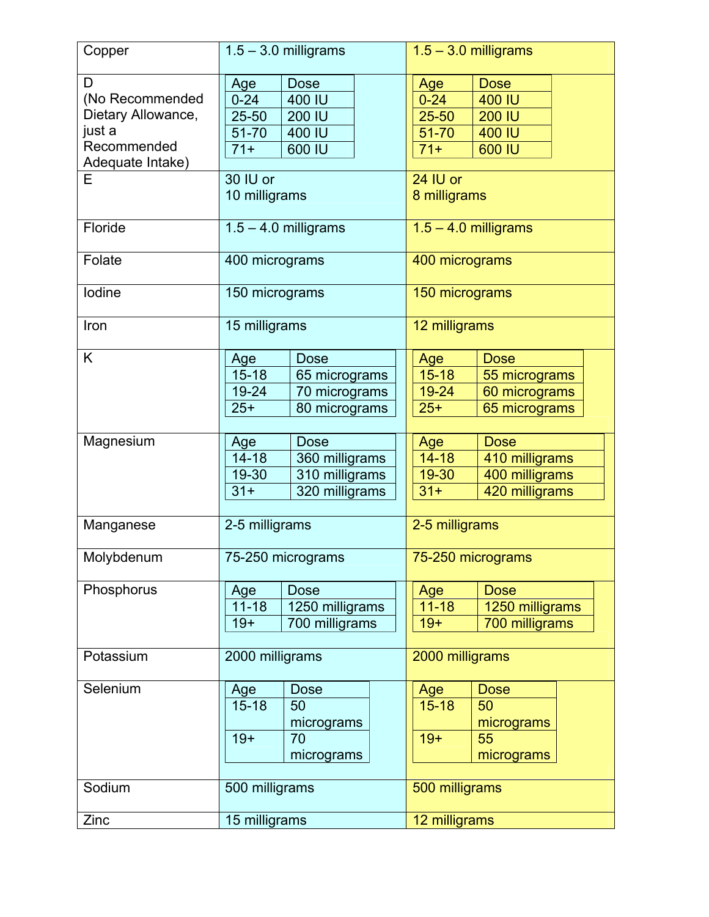| | | |
|---|---|---|
| Copper | 1.5 – 3.0 milligrams | 1.5 – 3.0 milligrams |
| D (No Recommended Dietary Allowance, just a Recommended Adequate Intake) | Age / Dose: 0-24: 400 IU; 25-50: 200 IU; 51-70: 400 IU; 71+: 600 IU | Age / Dose: 0-24: 400 IU; 25-50: 200 IU; 51-70: 400 IU; 71+: 600 IU |
| E | 30 IU or 10 milligrams | 24 IU or 8 milligrams |
| Floride | 1.5 – 4.0 milligrams | 1.5 – 4.0 milligrams |
| Folate | 400 micrograms | 400 micrograms |
| Iodine | 150 micrograms | 150 micrograms |
| Iron | 15 milligrams | 12 milligrams |
| K | Age / Dose: 15-18: 65 micrograms; 19-24: 70 micrograms; 25+: 80 micrograms | Age / Dose: 15-18: 55 micrograms; 19-24: 60 micrograms; 25+: 65 micrograms |
| Magnesium | Age / Dose: 14-18: 360 milligrams; 19-30: 310 milligrams; 31+: 320 milligrams | Age / Dose: 14-18: 410 milligrams; 19-30: 400 milligrams; 31+: 420 milligrams |
| Manganese | 2-5 milligrams | 2-5 milligrams |
| Molybdenum | 75-250 micrograms | 75-250 micrograms |
| Phosphorus | Age / Dose: 11-18: 1250 milligrams; 19+: 700 milligrams | Age / Dose: 11-18: 1250 milligrams; 19+: 700 milligrams |
| Potassium | 2000 milligrams | 2000 milligrams |
| Selenium | Age / Dose: 15-18: 50 micrograms; 19+: 70 micrograms | Age / Dose: 15-18: 50 micrograms; 19+: 55 micrograms |
| Sodium | 500 milligrams | 500 milligrams |
| Zinc | 15 milligrams | 12 milligrams |